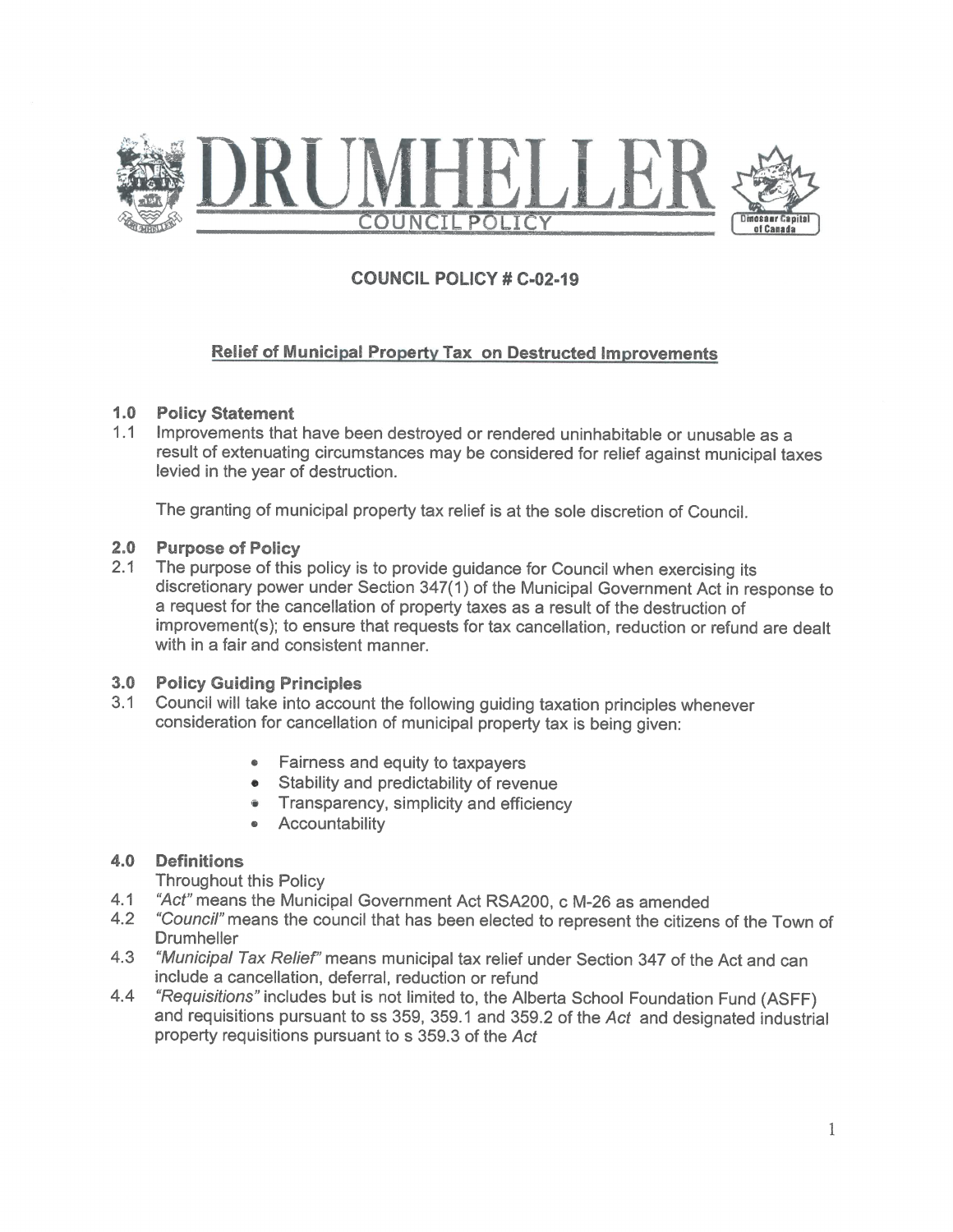# DRUMHELLER

COUNCIL POLICY

## COUNCIL POLICY # C-02-19

### Relief of Municipal Property Tax on Destructed Improvements

**1.0 Policy Statement**

1.1 Improvements that have been destroyed or rendered uninhabitable or unusable as a result of extenuating circumstances may be considered for relief against municipal taxes levied in the year of destruction.

The granting of municipal property tax relief is at the sole discretion of Council.

**2.0 Purpose of Policy**

2.1 The purpose of this policy is to provide guidance for Council when exercising its discretionary power under Section 347(1) of the Municipal Government Act in response to a request for the cancellation of property taxes as a result of the destruction of improvement(s); to ensure that requests for tax cancellation, reduction or refund are dealt with in a fair and consistent manner.

**3.0 Policy Guiding Principles**

3.1 Council will take into account the following guiding taxation principles whenever consideration for cancellation of municipal property tax is being given:

- Fairness and equity to taxpayers
- Stability and predictability of revenue
- Transparency, simplicity and efficiency
- Accountability

**4.0 Definitions**

Throughout this Policy

4.1 *"Act"* means the Municipal Government Act RSA200, c M-26 as amended

4.2 *"Council"* means the council that has been elected to represent the citizens of the Town of Drumheller

4.3 *"Municipal Tax Relief"* means municipal tax relief under Section 347 of the Act and can include a cancellation, deferral, reduction or refund

4.4 *"Requisitions"* includes but is not limited to, the Alberta School Foundation Fund (ASFF) and requisitions pursuant to ss 359, 359.1 and 359.2 of the *Act* and designated industrial property requisitions pursuant to s 359.3 of the *Act*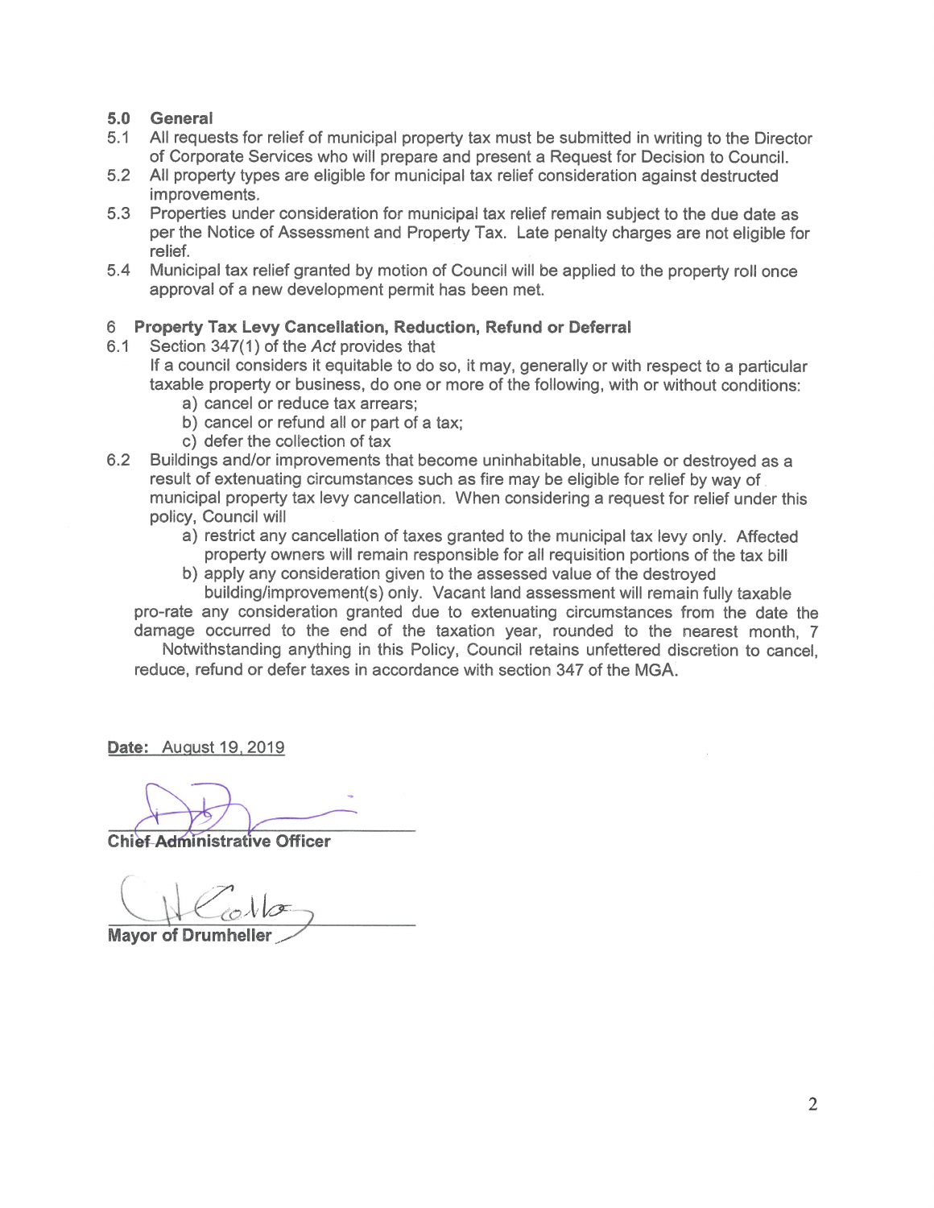## 5.0 General

5.1 All requests for relief of municipal property tax must be submitted in writing to the Director of Corporate Services who will prepare and present a Request for Decision to Council.

5.2 All property types are eligible for municipal tax relief consideration against destructed improvements.

5.3 Properties under consideration for municipal tax relief remain subject to the due date as per the Notice of Assessment and Property Tax. Late penalty charges are not eligible for relief.

5.4 Municipal tax relief granted by motion of Council will be applied to the property roll once approval of a new development permit has been met.

## 6 Property Tax Levy Cancellation, Reduction, Refund or Deferral

6.1 Section 347(1) of the *Act* provides that
If a council considers it equitable to do so, it may, generally or with respect to a particular taxable property or business, do one or more of the following, with or without conditions:

a) cancel or reduce tax arrears;
b) cancel or refund all or part of a tax;
c) defer the collection of tax

6.2 Buildings and/or improvements that become uninhabitable, unusable or destroyed as a result of extenuating circumstances such as fire may be eligible for relief by way of municipal property tax levy cancellation. When considering a request for relief under this policy, Council will

a) restrict any cancellation of taxes granted to the municipal tax levy only. Affected property owners will remain responsible for all requisition portions of the tax bill
b) apply any consideration given to the assessed value of the destroyed building/improvement(s) only. Vacant land assessment will remain fully taxable

pro-rate any consideration granted due to extenuating circumstances from the date the damage occurred to the end of the taxation year, rounded to the nearest month, 7

Notwithstanding anything in this Policy, Council retains unfettered discretion to cancel, reduce, refund or defer taxes in accordance with section 347 of the MGA.

**Date:** August 19, 2019

**Chief Administrative Officer**

**Mayor of Drumheller**